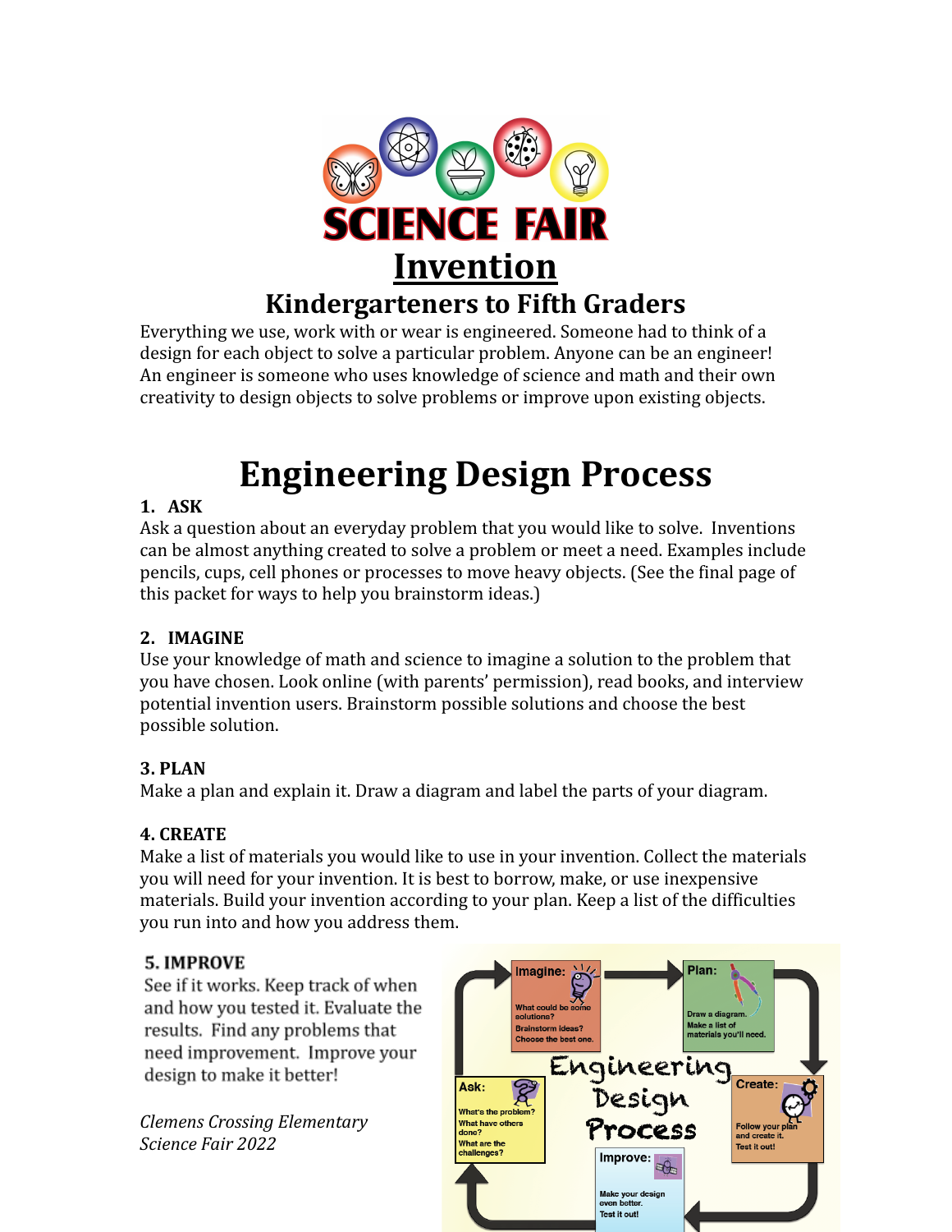# SCIENCE FAIR

## Invention

### Kindergarteners to Fifth Graders

Everything we use, work with or wear is engineered. Someone had to think of a design for each object to solve a particular problem. Anyone can be an engineer! An engineer is someone who uses knowledge of science and math and their own creativity to design objects to solve problems or improve upon existing objects.

# Engineering Design Process

**1. ASK**

Ask a question about an everyday problem that you would like to solve. Inventions can be almost anything created to solve a problem or meet a need. Examples include pencils, cups, cell phones or processes to move heavy objects. (See the final page of this packet for ways to help you brainstorm ideas.)

**2. IMAGINE**

Use your knowledge of math and science to imagine a solution to the problem that you have chosen. Look online (with parents' permission), read books, and interview potential invention users. Brainstorm possible solutions and choose the best possible solution.

**3. PLAN**

Make a plan and explain it. Draw a diagram and label the parts of your diagram.

**4. CREATE**

Make a list of materials you would like to use in your invention. Collect the materials you will need for your invention. It is best to borrow, make, or use inexpensive materials. Build your invention according to your plan. Keep a list of the difficulties you run into and how you address them.

**5. IMPROVE**

See if it works. Keep track of when and how you tested it. Evaluate the results. Find any problems that need improvement. Improve your design to make it better!

*Clemens Crossing Elementary*
*Science Fair 2022*

**Engineering Design Process**

- **Ask:** What's the problem? What have others done? What are the challenges?
- **Imagine:** What could be some solutions? Brainstorm ideas? Choose the best one.
- **Plan:** Draw a diagram. Make a list of materials you'll need.
- **Create:** Follow your plan and create it. Test it out!
- **Improve:** Make your design even better. Test it out!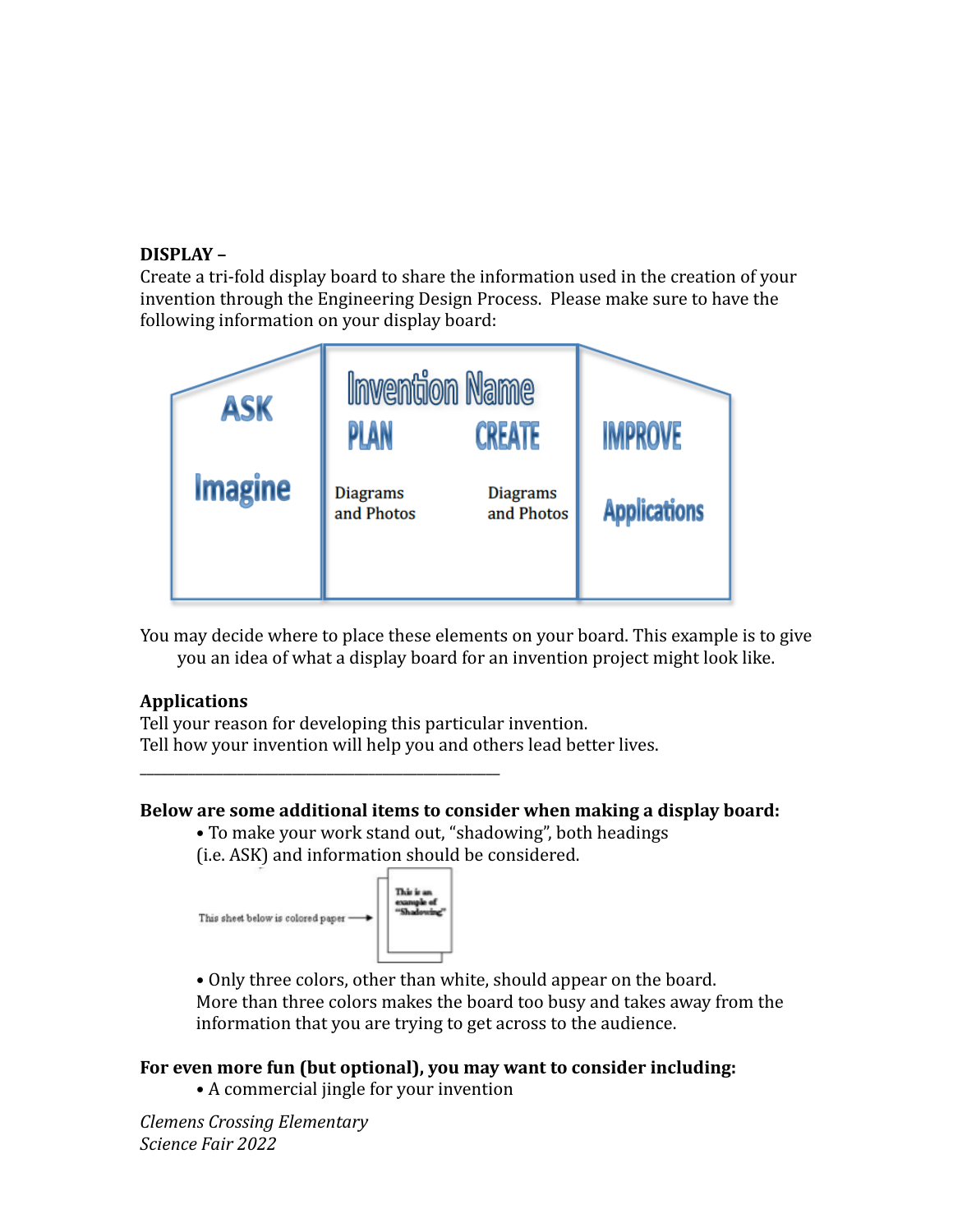**DISPLAY –**
Create a tri-fold display board to share the information used in the creation of your invention through the Engineering Design Process. Please make sure to have the following information on your display board:

ASK

Imagine

Invention Name

PLAN

Diagrams and Photos

CREATE

Diagrams and Photos

IMPROVE

Applications

You may decide where to place these elements on your board. This example is to give you an idea of what a display board for an invention project might look like.

**Applications**
Tell your reason for developing this particular invention.
Tell how your invention will help you and others lead better lives.

---

**Below are some additional items to consider when making a display board:**

- To make your work stand out, "shadowing", both headings (i.e. ASK) and information should be considered.

This sheet below is colored paper →

This is an example of "Shadowing"

- Only three colors, other than white, should appear on the board. More than three colors makes the board too busy and takes away from the information that you are trying to get across to the audience.

**For even more fun (but optional), you may want to consider including:**

- A commercial jingle for your invention

*Clemens Crossing Elementary*
*Science Fair 2022*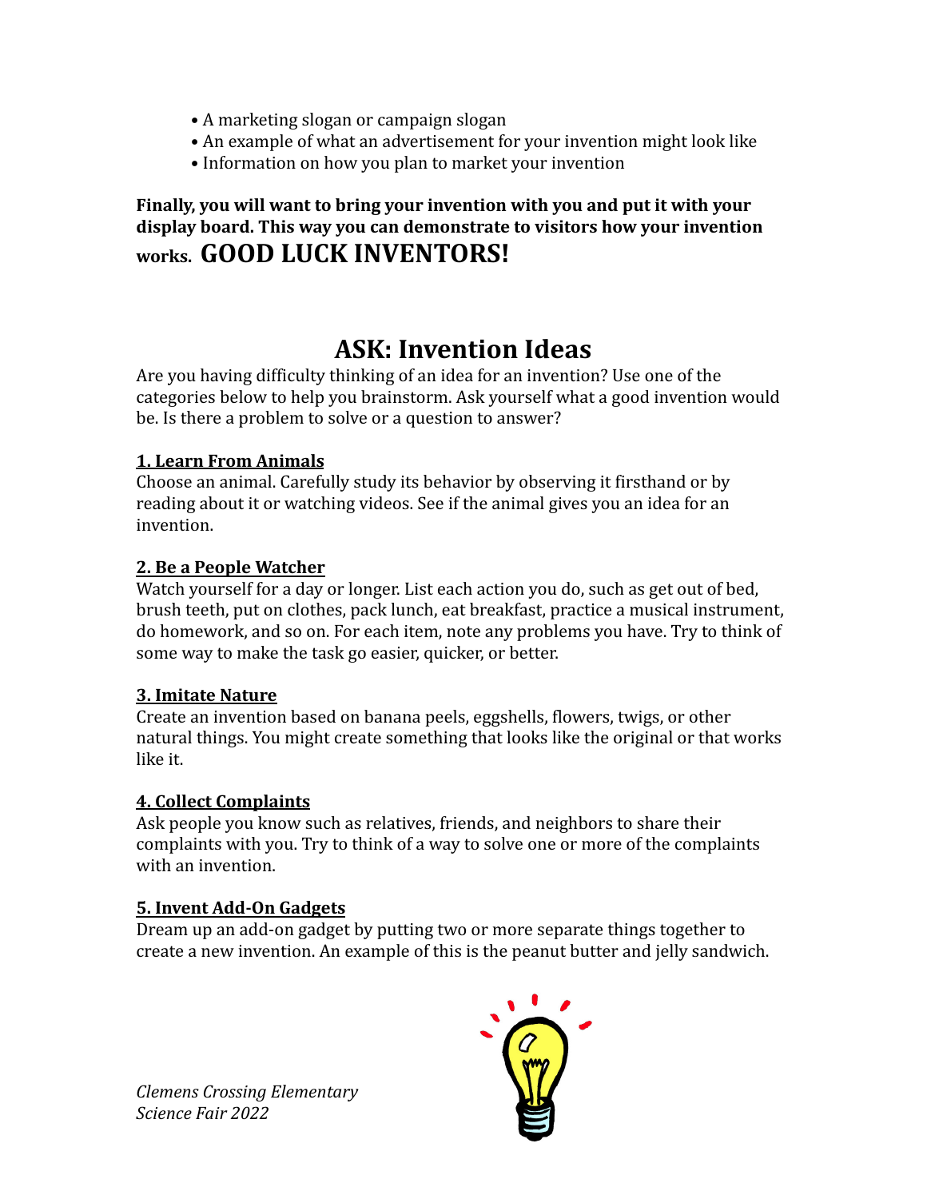- A marketing slogan or campaign slogan
- An example of what an advertisement for your invention might look like
- Information on how you plan to market your invention

**Finally, you will want to bring your invention with you and put it with your display board. This way you can demonstrate to visitors how your invention works. GOOD LUCK INVENTORS!**

# ASK: Invention Ideas

Are you having difficulty thinking of an idea for an invention? Use one of the categories below to help you brainstorm. Ask yourself what a good invention would be. Is there a problem to solve or a question to answer?

**1. Learn From Animals**

Choose an animal. Carefully study its behavior by observing it firsthand or by reading about it or watching videos. See if the animal gives you an idea for an invention.

**2. Be a People Watcher**

Watch yourself for a day or longer. List each action you do, such as get out of bed, brush teeth, put on clothes, pack lunch, eat breakfast, practice a musical instrument, do homework, and so on. For each item, note any problems you have. Try to think of some way to make the task go easier, quicker, or better.

**3. Imitate Nature**

Create an invention based on banana peels, eggshells, flowers, twigs, or other natural things. You might create something that looks like the original or that works like it.

**4. Collect Complaints**

Ask people you know such as relatives, friends, and neighbors to share their complaints with you. Try to think of a way to solve one or more of the complaints with an invention.

**5. Invent Add-On Gadgets**

Dream up an add-on gadget by putting two or more separate things together to create a new invention. An example of this is the peanut butter and jelly sandwich.

*Clemens Crossing Elementary*
*Science Fair 2022*